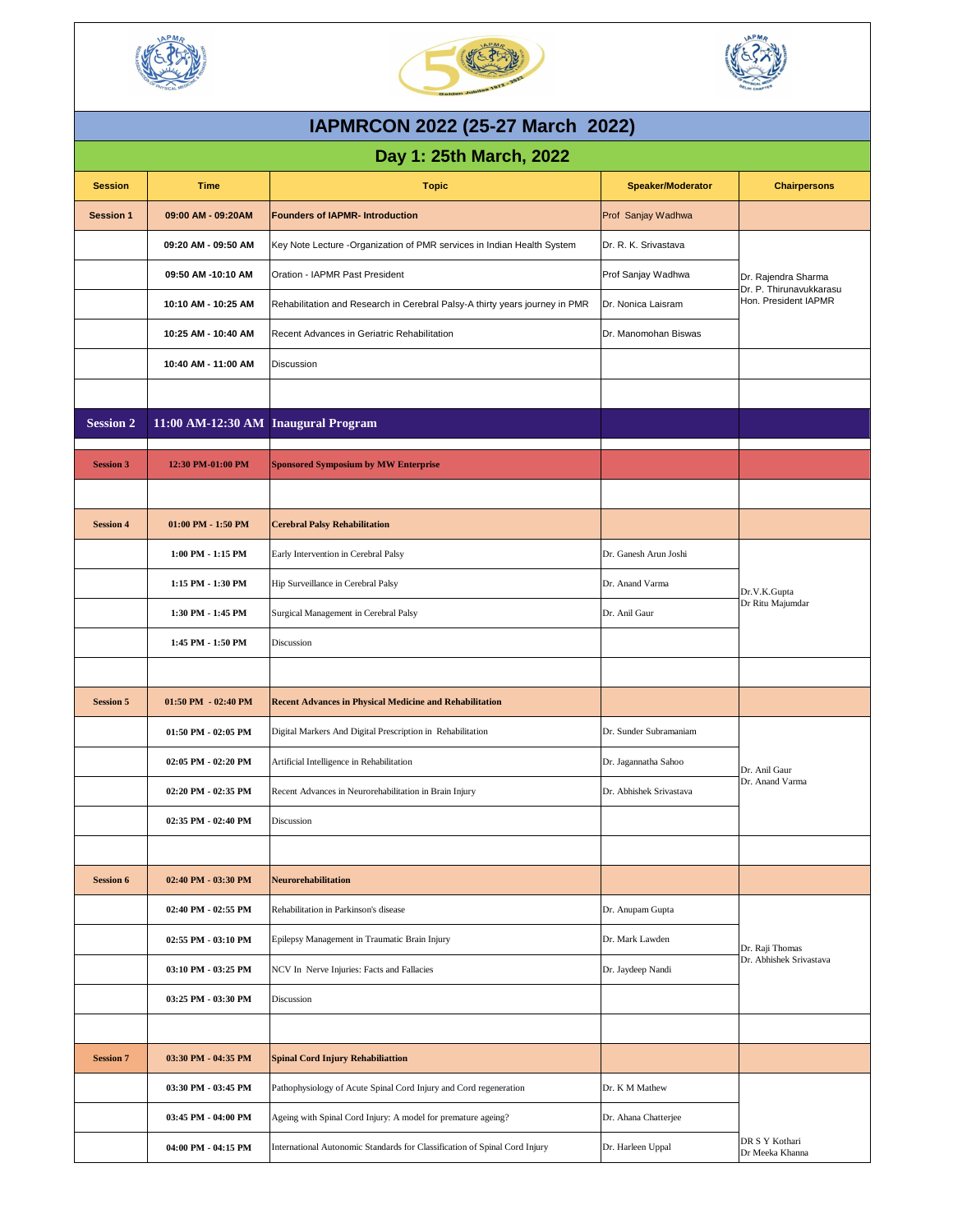# IAPMRCON 2022 (25-27 March 2022)

## Day 1: 25th March, 2022

| Session | Time | Topic | Speaker/Moderator | Chairpersons |
|---|---|---|---|---|
| Session 1 | 09:00 AM - 09:20AM | **Founders of IAPMR- Introduction** | Prof Sanjay Wadhwa | |
| | 09:20 AM - 09:50 AM | Key Note Lecture -Organization of PMR services in Indian Health System | Dr. R. K. Srivastava | Dr. Rajendra Sharma<br>Dr. P. Thirunavukkarasu<br>Hon. President IAPMR |
| | 09:50 AM -10:10 AM | Oration - IAPMR Past President | Prof Sanjay Wadhwa | |
| | 10:10 AM - 10:25 AM | Rehabilitation and Research in Cerebral Palsy-A thirty years journey in PMR | Dr. Nonica Laisram | |
| | 10:25 AM - 10:40 AM | Recent Advances in Geriatric Rehabilitation | Dr. Manomohan Biswas | |
| | 10:40 AM - 11:00 AM | Discussion | | |
| | | | | |
| Session 2 | 11:00 AM-12:30 AM | **Inaugural Program** | | |
| Session 3 | 12:30 PM-01:00 PM | **Sponsored Symposium by MW Enterprise** | | |
| | | | | |
| Session 4 | 01:00 PM - 1:50 PM | **Cerebral Palsy Rehabilitation** | | |
| | 1:00 PM - 1:15 PM | Early Intervention in Cerebral Palsy | Dr. Ganesh Arun Joshi | Dr.V.K.Gupta<br>Dr Ritu Majumdar |
| | 1:15 PM - 1:30 PM | Hip Surveillance in Cerebral Palsy | Dr. Anand Varma | |
| | 1:30 PM - 1:45 PM | Surgical Management in Cerebral Palsy | Dr. Anil Gaur | |
| | 1:45 PM - 1:50 PM | Discussion | | |
| | | | | |
| Session 5 | 01:50 PM - 02:40 PM | **Recent Advances in Physical Medicine and Rehabilitation** | | |
| | 01:50 PM - 02:05 PM | Digital Markers And Digital Prescription in Rehabilitation | Dr. Sunder Subramaniam | Dr. Anil Gaur<br>Dr. Anand Varma |
| | 02:05 PM - 02:20 PM | Artificial Intelligence in Rehabilitation | Dr. Jagannatha Sahoo | |
| | 02:20 PM - 02:35 PM | Recent Advances in Neurorehabilitation in Brain Injury | Dr. Abhishek Srivastava | |
| | 02:35 PM - 02:40 PM | Discussion | | |
| | | | | |
| Session 6 | 02:40 PM - 03:30 PM | **Neurorehabilitation** | | |
| | 02:40 PM - 02:55 PM | Rehabilitation in Parkinson's disease | Dr. Anupam Gupta | Dr. Raji Thomas<br>Dr. Abhishek Srivastava |
| | 02:55 PM - 03:10 PM | Epilepsy Management in Traumatic Brain Injury | Dr. Mark Lawden | |
| | 03:10 PM - 03:25 PM | NCV In Nerve Injuries: Facts and Fallacies | Dr. Jaydeep Nandi | |
| | 03:25 PM - 03:30 PM | Discussion | | |
| | | | | |
| Session 7 | 03:30 PM - 04:35 PM | **Spinal Cord Injury Rehabiliattion** | | |
| | 03:30 PM - 03:45 PM | Pathophysiology of Acute Spinal Cord Injury and Cord regeneration | Dr. K M Mathew | DR S Y Kothari<br>Dr Meeka Khanna |
| | 03:45 PM - 04:00 PM | Ageing with Spinal Cord Injury: A model for premature ageing? | Dr. Ahana Chatterjee | |
| | 04:00 PM - 04:15 PM | International Autonomic Standards for Classification of Spinal Cord Injury | Dr. Harleen Uppal | |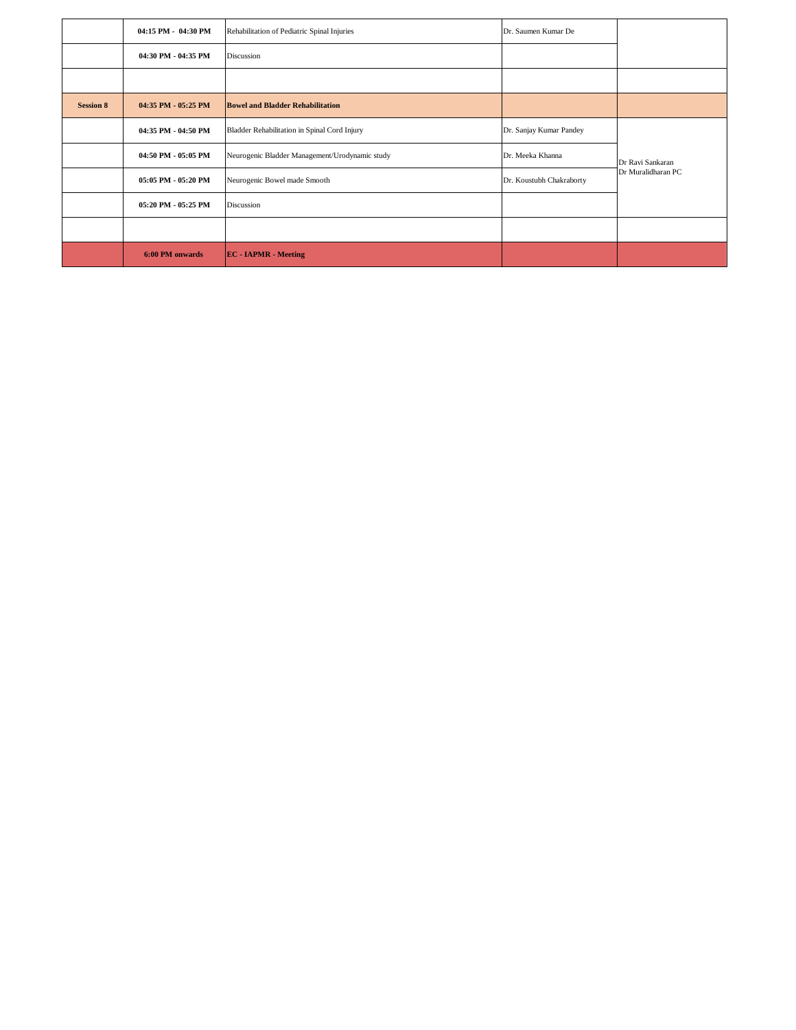| | | | | |
|---|---|---|---|---|
| | **04:15 PM - 04:30 PM** | Rehabilitation of Pediatric Spinal Injuries | Dr. Saumen Kumar De | |
| | **04:30 PM - 04:35 PM** | Discussion | | |
| | | | | |
| **Session 8** | **04:35 PM - 05:25 PM** | **Bowel and Bladder Rehabilitation** | | |
| | **04:35 PM - 04:50 PM** | Bladder Rehabilitation in Spinal Cord Injury | Dr. Sanjay Kumar Pandey | Dr Ravi Sankaran<br>Dr Muralidharan PC |
| | **04:50 PM - 05:05 PM** | Neurogenic Bladder Management/Urodynamic study | Dr. Meeka Khanna | |
| | **05:05 PM - 05:20 PM** | Neurogenic Bowel made Smooth | Dr. Koustubh Chakraborty | |
| | **05:20 PM - 05:25 PM** | Discussion | | |
| | | | | |
| | **6:00 PM onwards** | **EC - IAPMR - Meeting** | | |